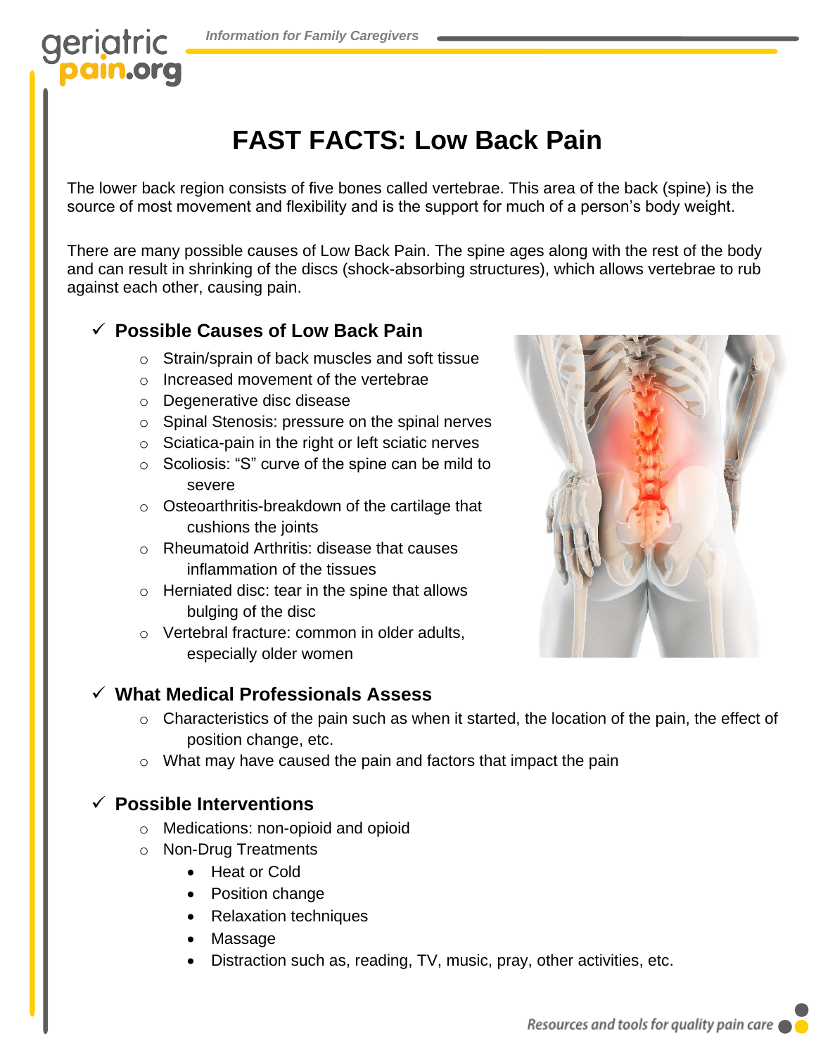# FAST FACTS: Low Back Pain

The lower back region consists of five bones called vertebrae. This area of the back (spine) is the source of most movement and flexibility and is the support for much of a person's body weight.

There are many possible causes of Low Back Pain. The spine ages along with the rest of the body and can result in shrinking of the discs (shock-absorbing structures), which allows vertebrae to rub against each other, causing pain.

## ✓ Possible Causes of Low Back Pain

- Strain/sprain of back muscles and soft tissue
- Increased movement of the vertebrae
- Degenerative disc disease
- Spinal Stenosis: pressure on the spinal nerves
- Sciatica-pain in the right or left sciatic nerves
- Scoliosis: "S" curve of the spine can be mild to severe
- Osteoarthritis-breakdown of the cartilage that cushions the joints
- Rheumatoid Arthritis: disease that causes inflammation of the tissues
- Herniated disc: tear in the spine that allows bulging of the disc
- Vertebral fracture: common in older adults, especially older women

## ✓ What Medical Professionals Assess

- Characteristics of the pain such as when it started, the location of the pain, the effect of position change, etc.
- What may have caused the pain and factors that impact the pain

## ✓ Possible Interventions

- Medications: non-opioid and opioid
- Non-Drug Treatments
  - Heat or Cold
  - Position change
  - Relaxation techniques
  - Massage
  - Distraction such as, reading, TV, music, pray, other activities, etc.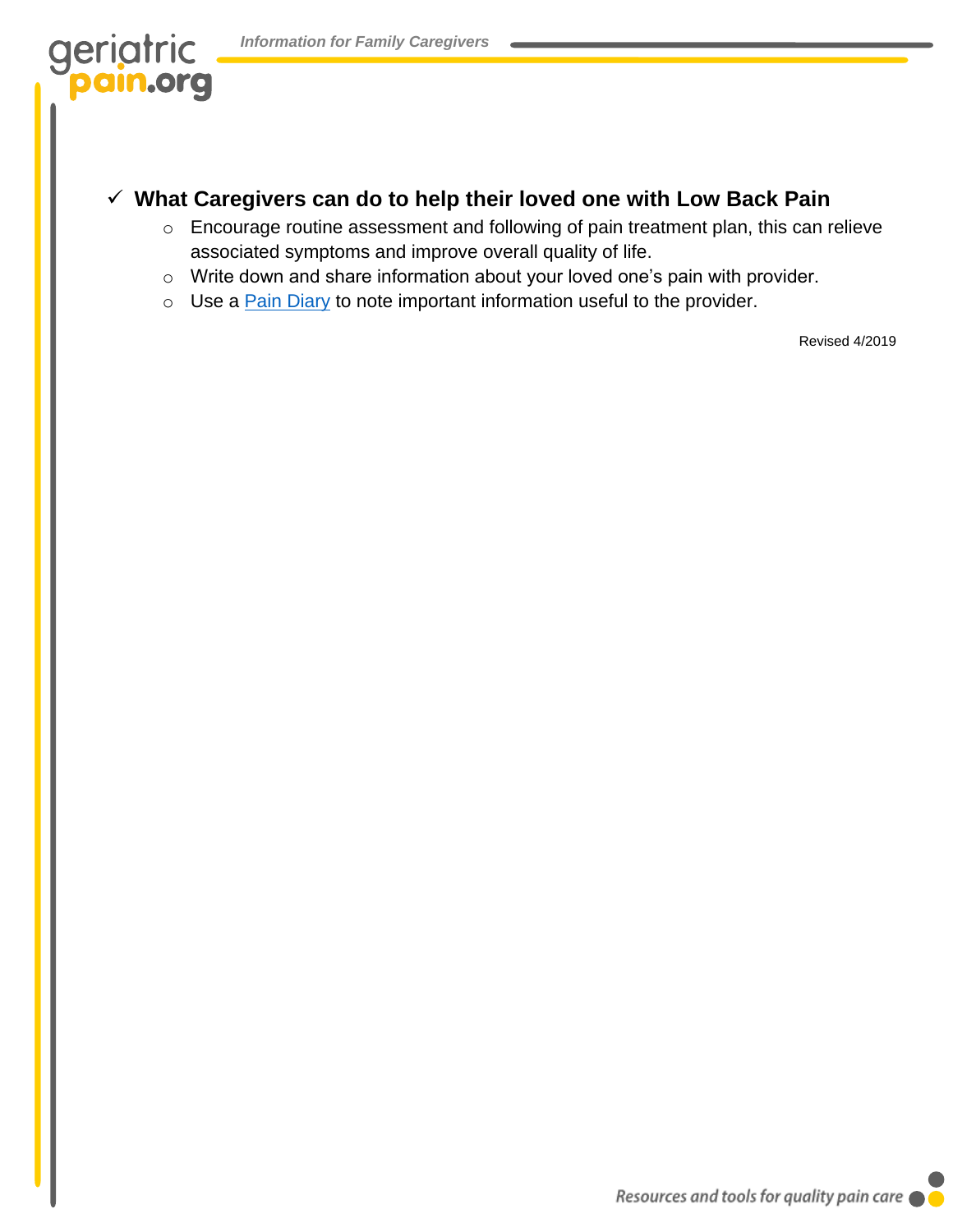## ✓ What Caregivers can do to help their loved one with Low Back Pain

- Encourage routine assessment and following of pain treatment plan, this can relieve associated symptoms and improve overall quality of life.
- Write down and share information about your loved one's pain with provider.
- Use a Pain Diary to note important information useful to the provider.

Revised 4/2019